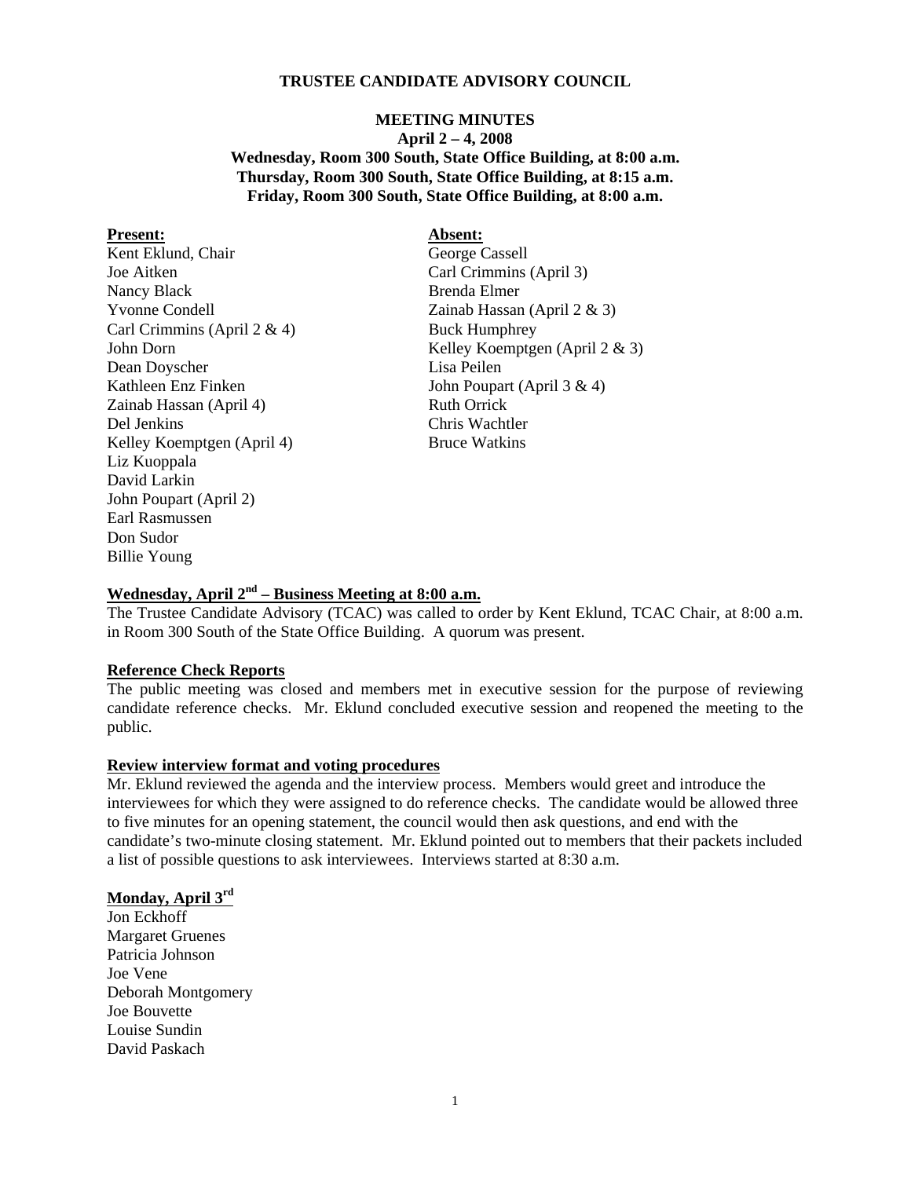# TRUSTEE CANDIDATE ADVISORY COUNCIL

## MEETING MINUTES

**April 2 – 4, 2008**
**Wednesday, Room 300 South, State Office Building, at 8:00 a.m.**
**Thursday, Room 300 South, State Office Building, at 8:15 a.m.**
**Friday, Room 300 South, State Office Building, at 8:00 a.m.**

**Present:**

Kent Eklund, Chair
Joe Aitken
Nancy Black
Yvonne Condell
Carl Crimmins (April 2 & 4)
John Dorn
Dean Doyscher
Kathleen Enz Finken
Zainab Hassan (April 4)
Del Jenkins
Kelley Koemptgen (April 4)
Liz Kuoppala
David Larkin
John Poupart (April 2)
Earl Rasmussen
Don Sudor
Billie Young

**Absent:**

George Cassell
Carl Crimmins (April 3)
Brenda Elmer
Zainab Hassan (April 2 & 3)
Buck Humphrey
Kelley Koemptgen (April 2 & 3)
Lisa Peilen
John Poupart (April 3 & 4)
Ruth Orrick
Chris Wachtler
Bruce Watkins

### Wednesday, April 2nd – Business Meeting at 8:00 a.m.

The Trustee Candidate Advisory (TCAC) was called to order by Kent Eklund, TCAC Chair, at 8:00 a.m. in Room 300 South of the State Office Building. A quorum was present.

### Reference Check Reports

The public meeting was closed and members met in executive session for the purpose of reviewing candidate reference checks. Mr. Eklund concluded executive session and reopened the meeting to the public.

### Review interview format and voting procedures

Mr. Eklund reviewed the agenda and the interview process. Members would greet and introduce the interviewees for which they were assigned to do reference checks. The candidate would be allowed three to five minutes for an opening statement, the council would then ask questions, and end with the candidate's two-minute closing statement. Mr. Eklund pointed out to members that their packets included a list of possible questions to ask interviewees. Interviews started at 8:30 a.m.

### Monday, April 3rd

Jon Eckhoff
Margaret Gruenes
Patricia Johnson
Joe Vene
Deborah Montgomery
Joe Bouvette
Louise Sundin
David Paskach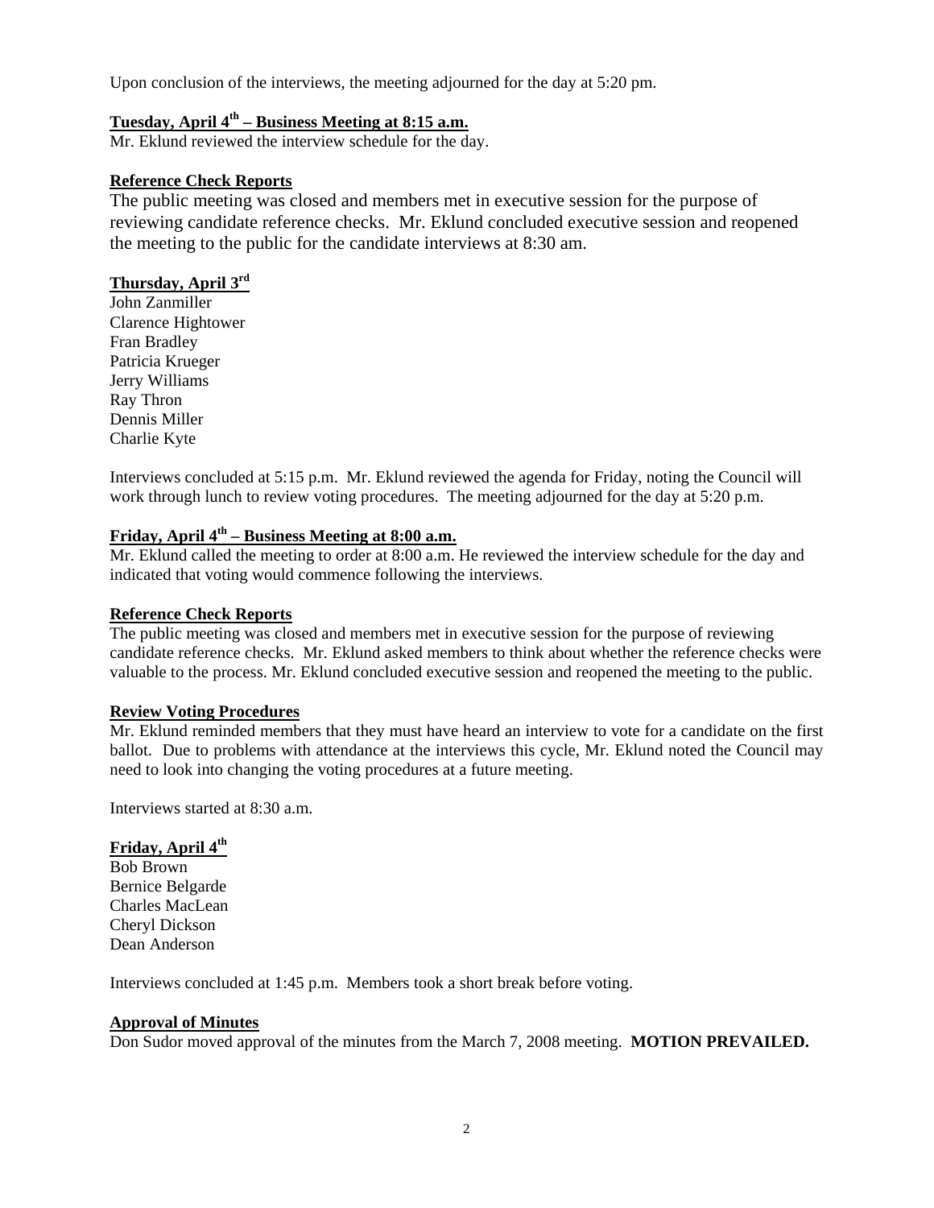Upon conclusion of the interviews, the meeting adjourned for the day at 5:20 pm.

**Tuesday, April 4th – Business Meeting at 8:15 a.m.**

Mr. Eklund reviewed the interview schedule for the day.

**Reference Check Reports**

The public meeting was closed and members met in executive session for the purpose of reviewing candidate reference checks. Mr. Eklund concluded executive session and reopened the meeting to the public for the candidate interviews at 8:30 am.

**Thursday, April 3rd**

John Zanmiller
Clarence Hightower
Fran Bradley
Patricia Krueger
Jerry Williams
Ray Thron
Dennis Miller
Charlie Kyte

Interviews concluded at 5:15 p.m. Mr. Eklund reviewed the agenda for Friday, noting the Council will work through lunch to review voting procedures. The meeting adjourned for the day at 5:20 p.m.

**Friday, April 4th – Business Meeting at 8:00 a.m.**

Mr. Eklund called the meeting to order at 8:00 a.m. He reviewed the interview schedule for the day and indicated that voting would commence following the interviews.

**Reference Check Reports**

The public meeting was closed and members met in executive session for the purpose of reviewing candidate reference checks. Mr. Eklund asked members to think about whether the reference checks were valuable to the process. Mr. Eklund concluded executive session and reopened the meeting to the public.

**Review Voting Procedures**

Mr. Eklund reminded members that they must have heard an interview to vote for a candidate on the first ballot. Due to problems with attendance at the interviews this cycle, Mr. Eklund noted the Council may need to look into changing the voting procedures at a future meeting.

Interviews started at 8:30 a.m.

**Friday, April 4th**

Bob Brown
Bernice Belgarde
Charles MacLean
Cheryl Dickson
Dean Anderson

Interviews concluded at 1:45 p.m. Members took a short break before voting.

**Approval of Minutes**

Don Sudor moved approval of the minutes from the March 7, 2008 meeting. **MOTION PREVAILED.**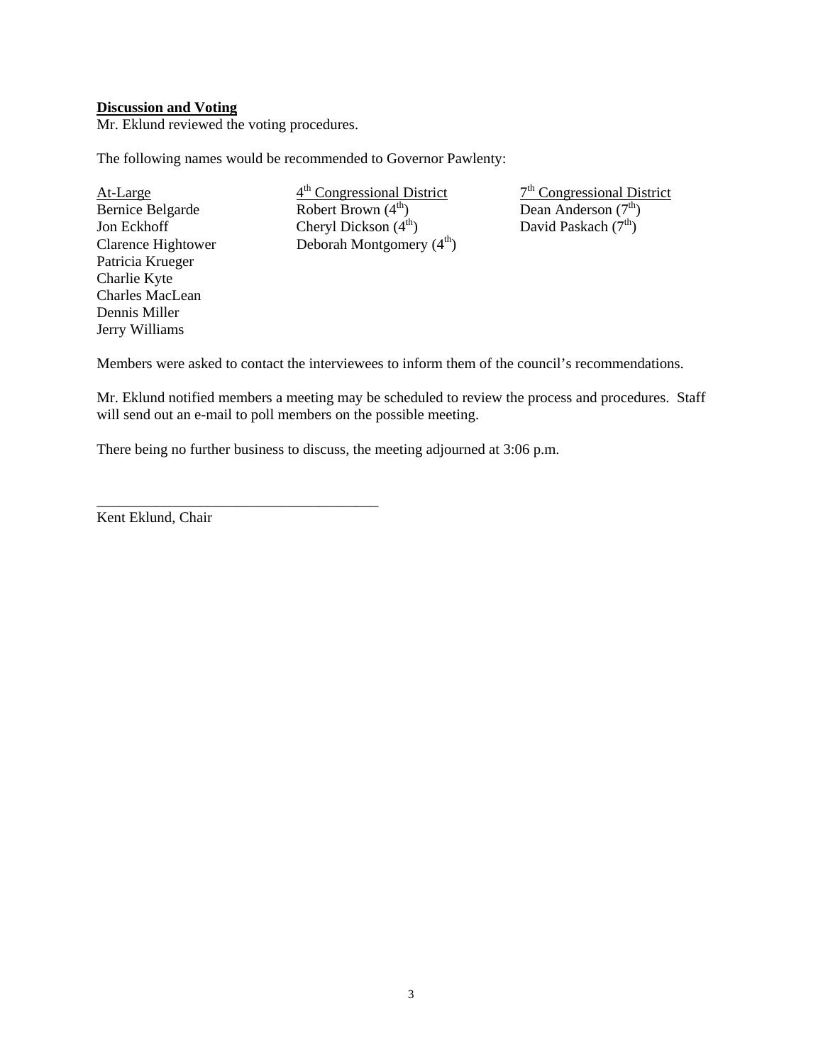**Discussion and Voting**

Mr. Eklund reviewed the voting procedures.

The following names would be recommended to Governor Pawlenty:

| At-Large | 4th Congressional District | 7th Congressional District |
|---|---|---|
| Bernice Belgarde | Robert Brown (4th) | Dean Anderson (7th) |
| Jon Eckhoff | Cheryl Dickson (4th) | David Paskach (7th) |
| Clarence Hightower | Deborah Montgomery (4th) | |
| Patricia Krueger | | |
| Charlie Kyte | | |
| Charles MacLean | | |
| Dennis Miller | | |
| Jerry Williams | | |

Members were asked to contact the interviewees to inform them of the council's recommendations.

Mr. Eklund notified members a meeting may be scheduled to review the process and procedures. Staff will send out an e-mail to poll members on the possible meeting.

There being no further business to discuss, the meeting adjourned at 3:06 p.m.

\_\_\_\_\_\_\_\_\_\_\_\_\_\_\_\_\_\_\_\_\_\_\_\_\_\_\_\_\_\_\_\_\_\_\_\_\_\_\_

Kent Eklund, Chair